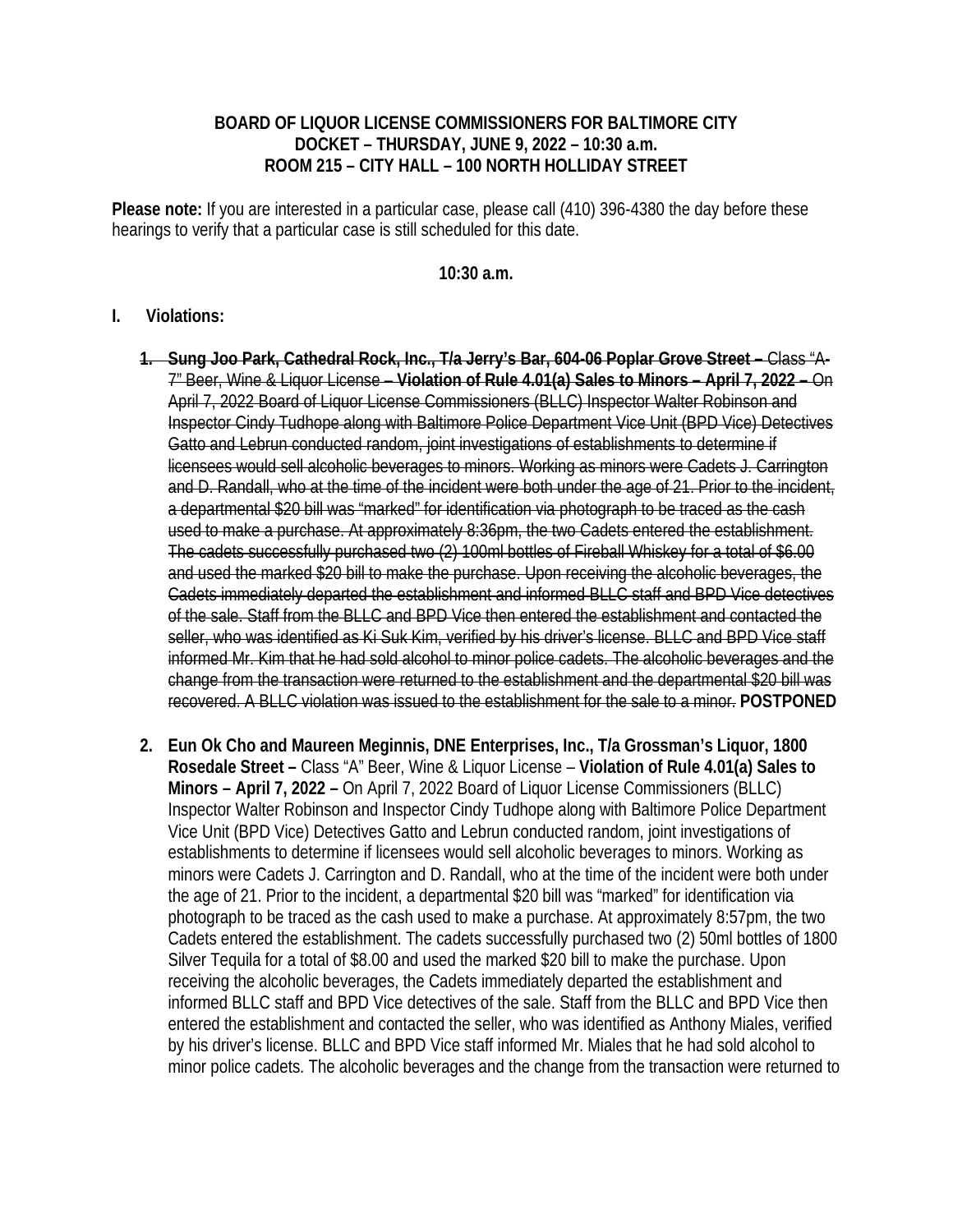**BOARD OF LIQUOR LICENSE COMMISSIONERS FOR BALTIMORE CITY**
**DOCKET – THURSDAY, JUNE 9, 2022 – 10:30 a.m.**
**ROOM 215 – CITY HALL – 100 NORTH HOLLIDAY STREET**

**Please note:** If you are interested in a particular case, please call (410) 396-4380 the day before these hearings to verify that a particular case is still scheduled for this date.

**10:30 a.m.**

## I. Violations:

1. ~~**Sung Joo Park, Cathedral Rock, Inc., T/a Jerry's Bar, 604-06 Poplar Grove Street –** Class "A-7" Beer, Wine & Liquor License **– Violation of Rule 4.01(a) Sales to Minors – April 7, 2022 –** On April 7, 2022 Board of Liquor License Commissioners (BLLC) Inspector Walter Robinson and Inspector Cindy Tudhope along with Baltimore Police Department Vice Unit (BPD Vice) Detectives Gatto and Lebrun conducted random, joint investigations of establishments to determine if licensees would sell alcoholic beverages to minors. Working as minors were Cadets J. Carrington and D. Randall, who at the time of the incident were both under the age of 21. Prior to the incident, a departmental $20 bill was "marked" for identification via photograph to be traced as the cash used to make a purchase. At approximately 8:36pm, the two Cadets entered the establishment. The cadets successfully purchased two (2) 100ml bottles of Fireball Whiskey for a total of $6.00 and used the marked $20 bill to make the purchase. Upon receiving the alcoholic beverages, the Cadets immediately departed the establishment and informed BLLC staff and BPD Vice detectives of the sale. Staff from the BLLC and BPD Vice then entered the establishment and contacted the seller, who was identified as Ki Suk Kim, verified by his driver's license. BLLC and BPD Vice staff informed Mr. Kim that he had sold alcohol to minor police cadets. The alcoholic beverages and the change from the transaction were returned to the establishment and the departmental $20 bill was recovered. A BLLC violation was issued to the establishment for the sale to a minor.~~ **POSTPONED**

2. **Eun Ok Cho and Maureen Meginnis, DNE Enterprises, Inc., T/a Grossman's Liquor, 1800 Rosedale Street –** Class "A" Beer, Wine & Liquor License – **Violation of Rule 4.01(a) Sales to Minors – April 7, 2022 –** On April 7, 2022 Board of Liquor License Commissioners (BLLC) Inspector Walter Robinson and Inspector Cindy Tudhope along with Baltimore Police Department Vice Unit (BPD Vice) Detectives Gatto and Lebrun conducted random, joint investigations of establishments to determine if licensees would sell alcoholic beverages to minors. Working as minors were Cadets J. Carrington and D. Randall, who at the time of the incident were both under the age of 21. Prior to the incident, a departmental $20 bill was "marked" for identification via photograph to be traced as the cash used to make a purchase. At approximately 8:57pm, the two Cadets entered the establishment. The cadets successfully purchased two (2) 50ml bottles of 1800 Silver Tequila for a total of $8.00 and used the marked $20 bill to make the purchase. Upon receiving the alcoholic beverages, the Cadets immediately departed the establishment and informed BLLC staff and BPD Vice detectives of the sale. Staff from the BLLC and BPD Vice then entered the establishment and contacted the seller, who was identified as Anthony Miales, verified by his driver's license. BLLC and BPD Vice staff informed Mr. Miales that he had sold alcohol to minor police cadets. The alcoholic beverages and the change from the transaction were returned to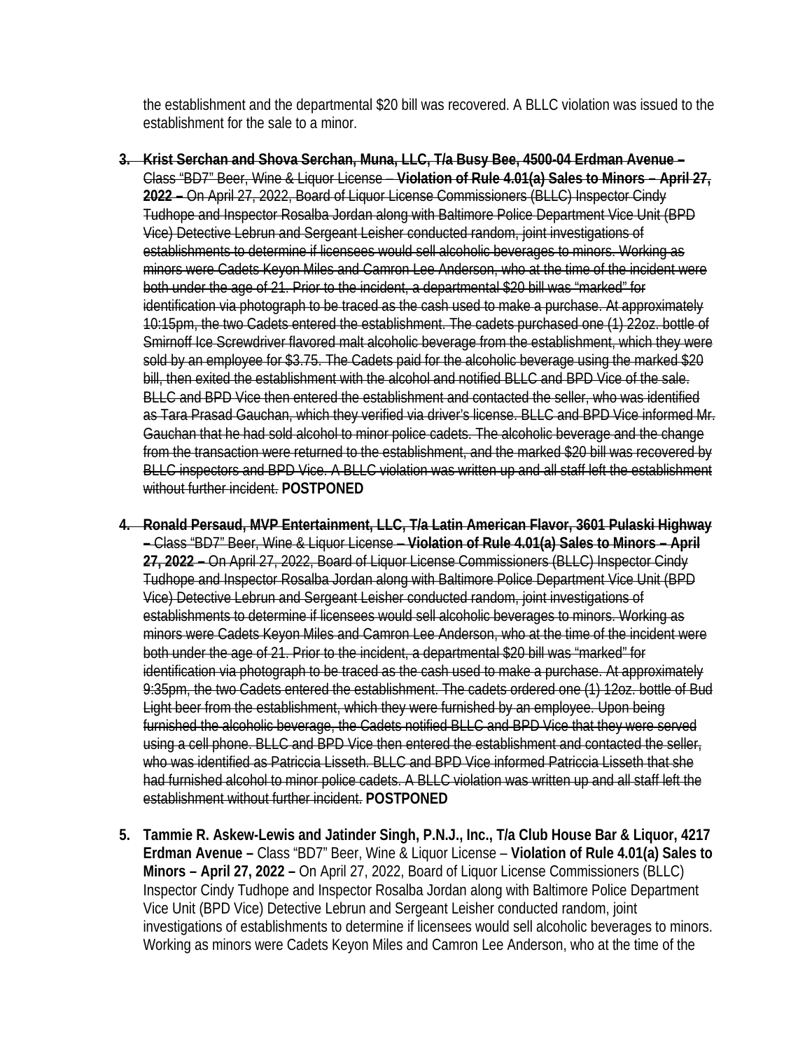the establishment and the departmental $20 bill was recovered. A BLLC violation was issued to the establishment for the sale to a minor.

3. ~~**Krist Serchan and Shova Serchan, Muna, LLC, T/a Busy Bee, 4500-04 Erdman Avenue –** Class "BD7" Beer, Wine & Liquor License – **Violation of Rule 4.01(a) Sales to Minors – April 27, 2022 –** On April 27, 2022, Board of Liquor License Commissioners (BLLC) Inspector Cindy Tudhope and Inspector Rosalba Jordan along with Baltimore Police Department Vice Unit (BPD Vice) Detective Lebrun and Sergeant Leisher conducted random, joint investigations of establishments to determine if licensees would sell alcoholic beverages to minors. Working as minors were Cadets Keyon Miles and Camron Lee Anderson, who at the time of the incident were both under the age of 21. Prior to the incident, a departmental $20 bill was "marked" for identification via photograph to be traced as the cash used to make a purchase. At approximately 10:15pm, the two Cadets entered the establishment. The cadets purchased one (1) 22oz. bottle of Smirnoff Ice Screwdriver flavored malt alcoholic beverage from the establishment, which they were sold by an employee for $3.75. The Cadets paid for the alcoholic beverage using the marked $20 bill, then exited the establishment with the alcohol and notified BLLC and BPD Vice of the sale. BLLC and BPD Vice then entered the establishment and contacted the seller, who was identified as Tara Prasad Gauchan, which they verified via driver's license. BLLC and BPD Vice informed Mr. Gauchan that he had sold alcohol to minor police cadets. The alcoholic beverage and the change from the transaction were returned to the establishment, and the marked $20 bill was recovered by BLLC inspectors and BPD Vice. A BLLC violation was written up and all staff left the establishment without further incident.~~ **POSTPONED**

4. ~~**Ronald Persaud, MVP Entertainment, LLC, T/a Latin American Flavor, 3601 Pulaski Highway –** Class "BD7" Beer, Wine & Liquor License – **Violation of Rule 4.01(a) Sales to Minors – April 27, 2022 –** On April 27, 2022, Board of Liquor License Commissioners (BLLC) Inspector Cindy Tudhope and Inspector Rosalba Jordan along with Baltimore Police Department Vice Unit (BPD Vice) Detective Lebrun and Sergeant Leisher conducted random, joint investigations of establishments to determine if licensees would sell alcoholic beverages to minors. Working as minors were Cadets Keyon Miles and Camron Lee Anderson, who at the time of the incident were both under the age of 21. Prior to the incident, a departmental $20 bill was "marked" for identification via photograph to be traced as the cash used to make a purchase. At approximately 9:35pm, the two Cadets entered the establishment. The cadets ordered one (1) 12oz. bottle of Bud Light beer from the establishment, which they were furnished by an employee. Upon being furnished the alcoholic beverage, the Cadets notified BLLC and BPD Vice that they were served using a cell phone. BLLC and BPD Vice then entered the establishment and contacted the seller, who was identified as Patriccia Lisseth. BLLC and BPD Vice informed Patriccia Lisseth that she had furnished alcohol to minor police cadets. A BLLC violation was written up and all staff left the establishment without further incident.~~ **POSTPONED**

5. **Tammie R. Askew-Lewis and Jatinder Singh, P.N.J., Inc., T/a Club House Bar & Liquor, 4217 Erdman Avenue –** Class "BD7" Beer, Wine & Liquor License – **Violation of Rule 4.01(a) Sales to Minors – April 27, 2022 –** On April 27, 2022, Board of Liquor License Commissioners (BLLC) Inspector Cindy Tudhope and Inspector Rosalba Jordan along with Baltimore Police Department Vice Unit (BPD Vice) Detective Lebrun and Sergeant Leisher conducted random, joint investigations of establishments to determine if licensees would sell alcoholic beverages to minors. Working as minors were Cadets Keyon Miles and Camron Lee Anderson, who at the time of the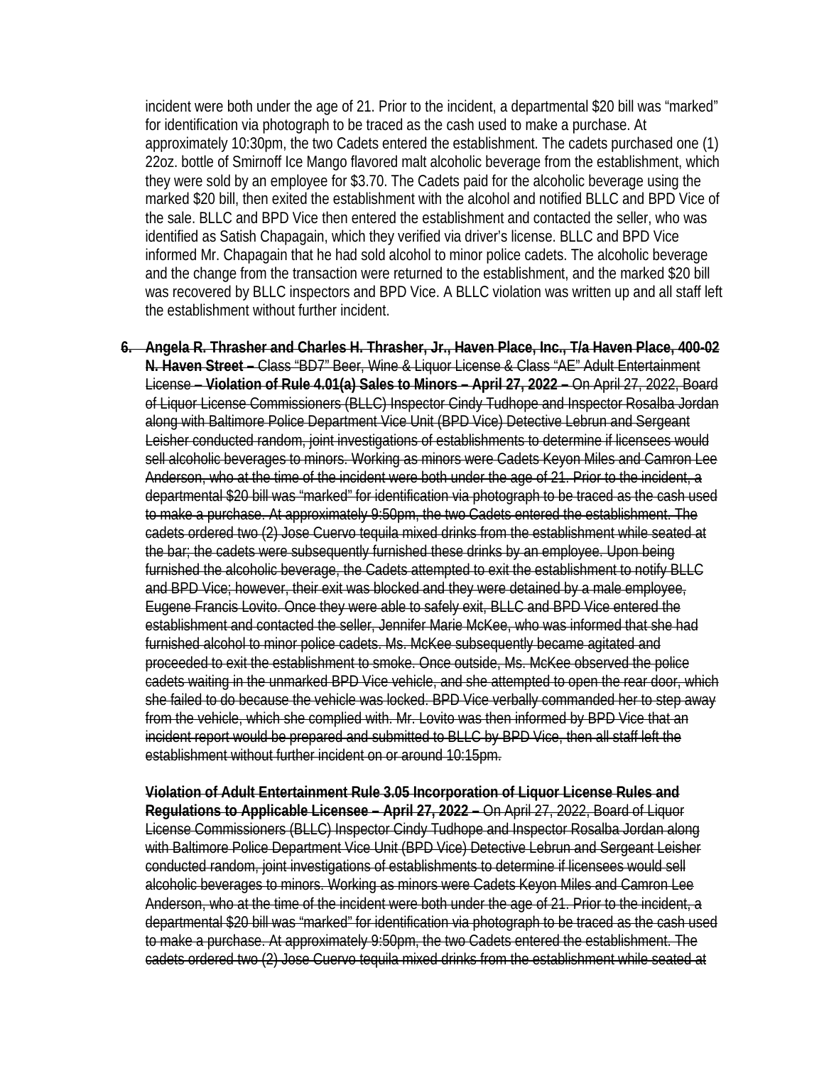incident were both under the age of 21. Prior to the incident, a departmental $20 bill was "marked" for identification via photograph to be traced as the cash used to make a purchase. At approximately 10:30pm, the two Cadets entered the establishment. The cadets purchased one (1) 22oz. bottle of Smirnoff Ice Mango flavored malt alcoholic beverage from the establishment, which they were sold by an employee for $3.70. The Cadets paid for the alcoholic beverage using the marked $20 bill, then exited the establishment with the alcohol and notified BLLC and BPD Vice of the sale. BLLC and BPD Vice then entered the establishment and contacted the seller, who was identified as Satish Chapagain, which they verified via driver's license. BLLC and BPD Vice informed Mr. Chapagain that he had sold alcohol to minor police cadets. The alcoholic beverage and the change from the transaction were returned to the establishment, and the marked $20 bill was recovered by BLLC inspectors and BPD Vice. A BLLC violation was written up and all staff left the establishment without further incident.

6. ~~**Angela R. Thrasher and Charles H. Thrasher, Jr., Haven Place, Inc., T/a Haven Place, 400-02 N. Haven Street –** Class "BD7" Beer, Wine & Liquor License & Class "AE" Adult Entertainment License – **Violation of Rule 4.01(a) Sales to Minors – April 27, 2022 –** On April 27, 2022, Board of Liquor License Commissioners (BLLC) Inspector Cindy Tudhope and Inspector Rosalba Jordan along with Baltimore Police Department Vice Unit (BPD Vice) Detective Lebrun and Sergeant Leisher conducted random, joint investigations of establishments to determine if licensees would sell alcoholic beverages to minors. Working as minors were Cadets Keyon Miles and Camron Lee Anderson, who at the time of the incident were both under the age of 21. Prior to the incident, a departmental $20 bill was "marked" for identification via photograph to be traced as the cash used to make a purchase. At approximately 9:50pm, the two Cadets entered the establishment. The cadets ordered two (2) Jose Cuervo tequila mixed drinks from the establishment while seated at the bar; the cadets were subsequently furnished these drinks by an employee. Upon being furnished the alcoholic beverage, the Cadets attempted to exit the establishment to notify BLLC and BPD Vice; however, their exit was blocked and they were detained by a male employee, Eugene Francis Lovito. Once they were able to safely exit, BLLC and BPD Vice entered the establishment and contacted the seller, Jennifer Marie McKee, who was informed that she had furnished alcohol to minor police cadets. Ms. McKee subsequently became agitated and proceeded to exit the establishment to smoke. Once outside, Ms. McKee observed the police cadets waiting in the unmarked BPD Vice vehicle, and she attempted to open the rear door, which she failed to do because the vehicle was locked. BPD Vice verbally commanded her to step away from the vehicle, which she complied with. Mr. Lovito was then informed by BPD Vice that an incident report would be prepared and submitted to BLLC by BPD Vice, then all staff left the establishment without further incident on or around 10:15pm.~~

   ~~**Violation of Adult Entertainment Rule 3.05 Incorporation of Liquor License Rules and Regulations to Applicable Licensee – April 27, 2022 –** On April 27, 2022, Board of Liquor License Commissioners (BLLC) Inspector Cindy Tudhope and Inspector Rosalba Jordan along with Baltimore Police Department Vice Unit (BPD Vice) Detective Lebrun and Sergeant Leisher conducted random, joint investigations of establishments to determine if licensees would sell alcoholic beverages to minors. Working as minors were Cadets Keyon Miles and Camron Lee Anderson, who at the time of the incident were both under the age of 21. Prior to the incident, a departmental $20 bill was "marked" for identification via photograph to be traced as the cash used to make a purchase. At approximately 9:50pm, the two Cadets entered the establishment. The cadets ordered two (2) Jose Cuervo tequila mixed drinks from the establishment while seated at~~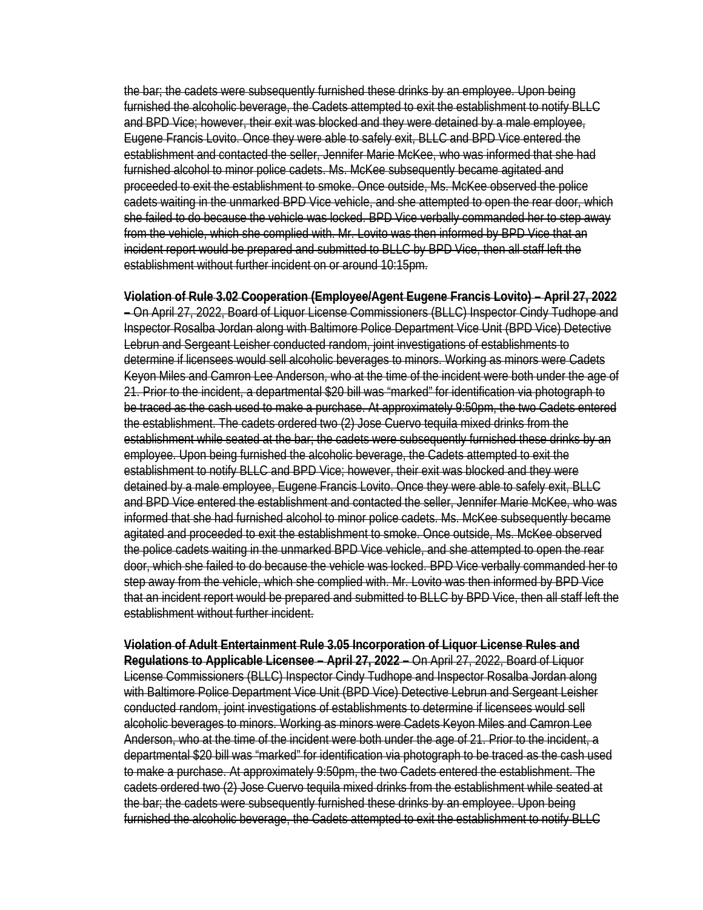~~the bar; the cadets were subsequently furnished these drinks by an employee. Upon being furnished the alcoholic beverage, the Cadets attempted to exit the establishment to notify BLLC and BPD Vice; however, their exit was blocked and they were detained by a male employee, Eugene Francis Lovito. Once they were able to safely exit, BLLC and BPD Vice entered the establishment and contacted the seller, Jennifer Marie McKee, who was informed that she had furnished alcohol to minor police cadets. Ms. McKee subsequently became agitated and proceeded to exit the establishment to smoke. Once outside, Ms. McKee observed the police cadets waiting in the unmarked BPD Vice vehicle, and she attempted to open the rear door, which she failed to do because the vehicle was locked. BPD Vice verbally commanded her to step away from the vehicle, which she complied with. Mr. Lovito was then informed by BPD Vice that an incident report would be prepared and submitted to BLLC by BPD Vice, then all staff left the establishment without further incident on or around 10:15pm.~~

~~**Violation of Rule 3.02 Cooperation (Employee/Agent Eugene Francis Lovito) – April 27, 2022 –** On April 27, 2022, Board of Liquor License Commissioners (BLLC) Inspector Cindy Tudhope and Inspector Rosalba Jordan along with Baltimore Police Department Vice Unit (BPD Vice) Detective Lebrun and Sergeant Leisher conducted random, joint investigations of establishments to determine if licensees would sell alcoholic beverages to minors. Working as minors were Cadets Keyon Miles and Camron Lee Anderson, who at the time of the incident were both under the age of 21. Prior to the incident, a departmental $20 bill was "marked" for identification via photograph to be traced as the cash used to make a purchase. At approximately 9:50pm, the two Cadets entered the establishment. The cadets ordered two (2) Jose Cuervo tequila mixed drinks from the establishment while seated at the bar; the cadets were subsequently furnished these drinks by an employee. Upon being furnished the alcoholic beverage, the Cadets attempted to exit the establishment to notify BLLC and BPD Vice; however, their exit was blocked and they were detained by a male employee, Eugene Francis Lovito. Once they were able to safely exit, BLLC and BPD Vice entered the establishment and contacted the seller, Jennifer Marie McKee, who was informed that she had furnished alcohol to minor police cadets. Ms. McKee subsequently became agitated and proceeded to exit the establishment to smoke. Once outside, Ms. McKee observed the police cadets waiting in the unmarked BPD Vice vehicle, and she attempted to open the rear door, which she failed to do because the vehicle was locked. BPD Vice verbally commanded her to step away from the vehicle, which she complied with. Mr. Lovito was then informed by BPD Vice that an incident report would be prepared and submitted to BLLC by BPD Vice, then all staff left the establishment without further incident.~~

~~**Violation of Adult Entertainment Rule 3.05 Incorporation of Liquor License Rules and Regulations to Applicable Licensee – April 27, 2022 –** On April 27, 2022, Board of Liquor License Commissioners (BLLC) Inspector Cindy Tudhope and Inspector Rosalba Jordan along with Baltimore Police Department Vice Unit (BPD Vice) Detective Lebrun and Sergeant Leisher conducted random, joint investigations of establishments to determine if licensees would sell alcoholic beverages to minors. Working as minors were Cadets Keyon Miles and Camron Lee Anderson, who at the time of the incident were both under the age of 21. Prior to the incident, a departmental $20 bill was "marked" for identification via photograph to be traced as the cash used to make a purchase. At approximately 9:50pm, the two Cadets entered the establishment. The cadets ordered two (2) Jose Cuervo tequila mixed drinks from the establishment while seated at the bar; the cadets were subsequently furnished these drinks by an employee. Upon being furnished the alcoholic beverage, the Cadets attempted to exit the establishment to notify BLLC~~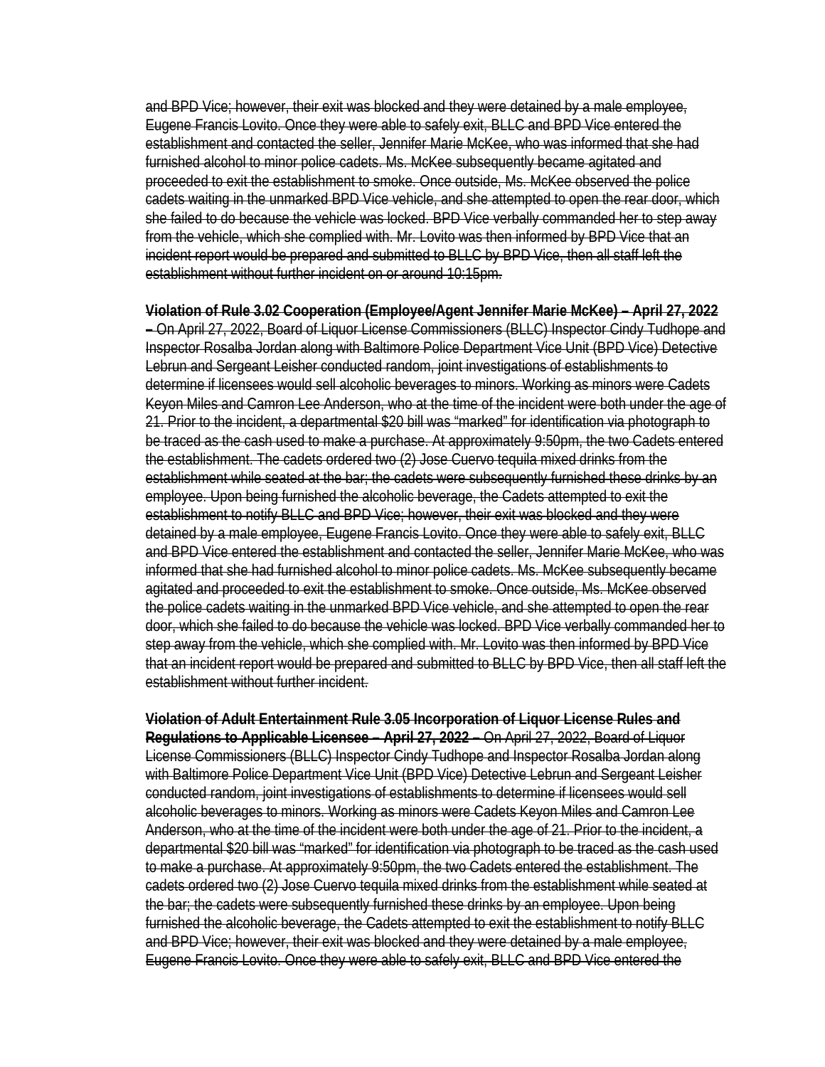~~and BPD Vice; however, their exit was blocked and they were detained by a male employee, Eugene Francis Lovito. Once they were able to safely exit, BLLC and BPD Vice entered the establishment and contacted the seller, Jennifer Marie McKee, who was informed that she had furnished alcohol to minor police cadets. Ms. McKee subsequently became agitated and proceeded to exit the establishment to smoke. Once outside, Ms. McKee observed the police cadets waiting in the unmarked BPD Vice vehicle, and she attempted to open the rear door, which she failed to do because the vehicle was locked. BPD Vice verbally commanded her to step away from the vehicle, which she complied with. Mr. Lovito was then informed by BPD Vice that an incident report would be prepared and submitted to BLLC by BPD Vice, then all staff left the establishment without further incident on or around 10:15pm.~~

~~**Violation of Rule 3.02 Cooperation (Employee/Agent Jennifer Marie McKee) – April 27, 2022 –** On April 27, 2022, Board of Liquor License Commissioners (BLLC) Inspector Cindy Tudhope and Inspector Rosalba Jordan along with Baltimore Police Department Vice Unit (BPD Vice) Detective Lebrun and Sergeant Leisher conducted random, joint investigations of establishments to determine if licensees would sell alcoholic beverages to minors. Working as minors were Cadets Keyon Miles and Camron Lee Anderson, who at the time of the incident were both under the age of 21. Prior to the incident, a departmental \$20 bill was "marked" for identification via photograph to be traced as the cash used to make a purchase. At approximately 9:50pm, the two Cadets entered the establishment. The cadets ordered two (2) Jose Cuervo tequila mixed drinks from the establishment while seated at the bar; the cadets were subsequently furnished these drinks by an employee. Upon being furnished the alcoholic beverage, the Cadets attempted to exit the establishment to notify BLLC and BPD Vice; however, their exit was blocked and they were detained by a male employee, Eugene Francis Lovito. Once they were able to safely exit, BLLC and BPD Vice entered the establishment and contacted the seller, Jennifer Marie McKee, who was informed that she had furnished alcohol to minor police cadets. Ms. McKee subsequently became agitated and proceeded to exit the establishment to smoke. Once outside, Ms. McKee observed the police cadets waiting in the unmarked BPD Vice vehicle, and she attempted to open the rear door, which she failed to do because the vehicle was locked. BPD Vice verbally commanded her to step away from the vehicle, which she complied with. Mr. Lovito was then informed by BPD Vice that an incident report would be prepared and submitted to BLLC by BPD Vice, then all staff left the establishment without further incident.~~

~~**Violation of Adult Entertainment Rule 3.05 Incorporation of Liquor License Rules and Regulations to Applicable Licensee – April 27, 2022 –** On April 27, 2022, Board of Liquor License Commissioners (BLLC) Inspector Cindy Tudhope and Inspector Rosalba Jordan along with Baltimore Police Department Vice Unit (BPD Vice) Detective Lebrun and Sergeant Leisher conducted random, joint investigations of establishments to determine if licensees would sell alcoholic beverages to minors. Working as minors were Cadets Keyon Miles and Camron Lee Anderson, who at the time of the incident were both under the age of 21. Prior to the incident, a departmental \$20 bill was "marked" for identification via photograph to be traced as the cash used to make a purchase. At approximately 9:50pm, the two Cadets entered the establishment. The cadets ordered two (2) Jose Cuervo tequila mixed drinks from the establishment while seated at the bar; the cadets were subsequently furnished these drinks by an employee. Upon being furnished the alcoholic beverage, the Cadets attempted to exit the establishment to notify BLLC and BPD Vice; however, their exit was blocked and they were detained by a male employee, Eugene Francis Lovito. Once they were able to safely exit, BLLC and BPD Vice entered the~~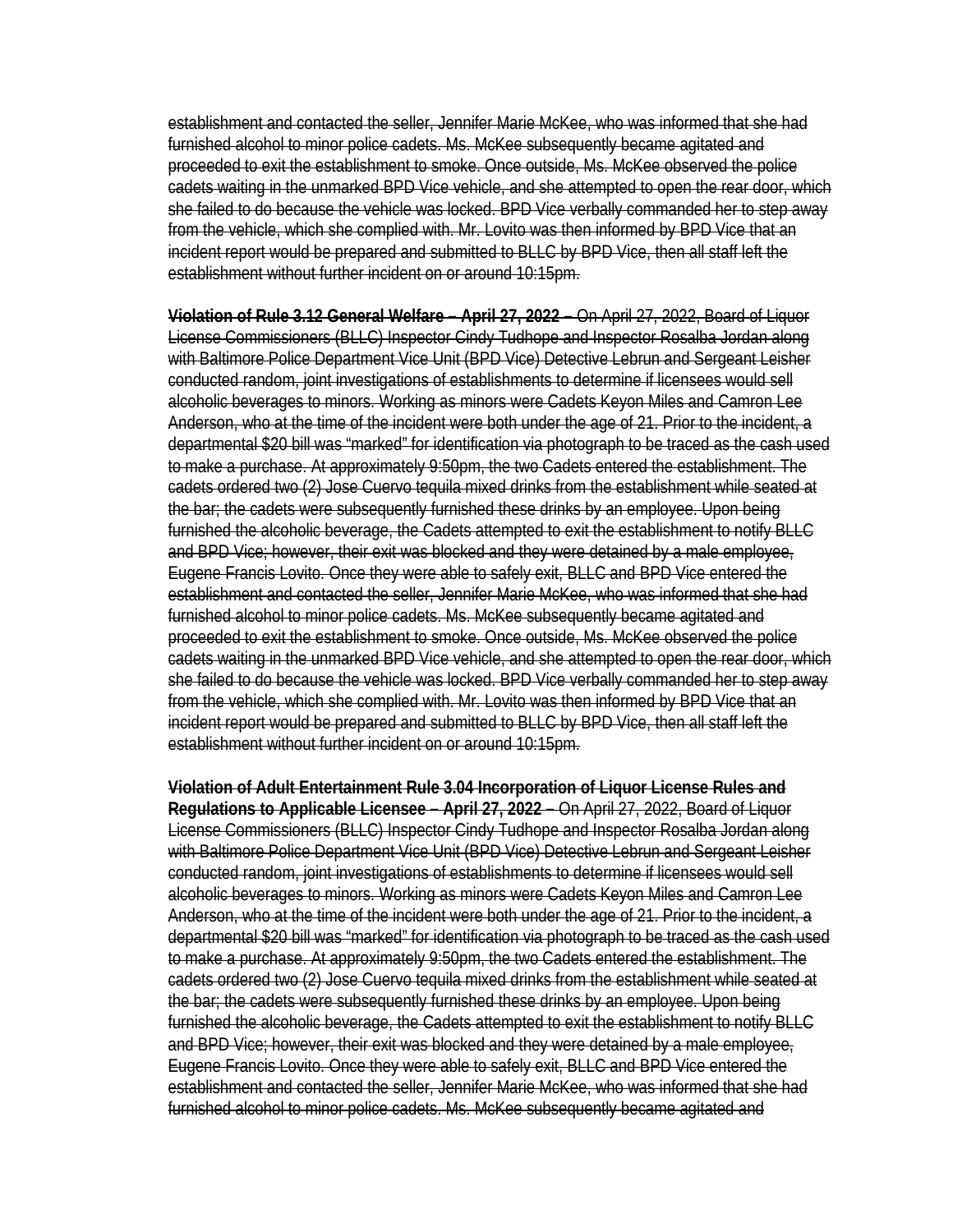~~establishment and contacted the seller, Jennifer Marie McKee, who was informed that she had furnished alcohol to minor police cadets. Ms. McKee subsequently became agitated and proceeded to exit the establishment to smoke. Once outside, Ms. McKee observed the police cadets waiting in the unmarked BPD Vice vehicle, and she attempted to open the rear door, which she failed to do because the vehicle was locked. BPD Vice verbally commanded her to step away from the vehicle, which she complied with. Mr. Lovito was then informed by BPD Vice that an incident report would be prepared and submitted to BLLC by BPD Vice, then all staff left the establishment without further incident on or around 10:15pm.~~

~~**Violation of Rule 3.12 General Welfare – April 27, 2022 –** On April 27, 2022, Board of Liquor License Commissioners (BLLC) Inspector Cindy Tudhope and Inspector Rosalba Jordan along with Baltimore Police Department Vice Unit (BPD Vice) Detective Lebrun and Sergeant Leisher conducted random, joint investigations of establishments to determine if licensees would sell alcoholic beverages to minors. Working as minors were Cadets Keyon Miles and Camron Lee Anderson, who at the time of the incident were both under the age of 21. Prior to the incident, a departmental $20 bill was "marked" for identification via photograph to be traced as the cash used to make a purchase. At approximately 9:50pm, the two Cadets entered the establishment. The cadets ordered two (2) Jose Cuervo tequila mixed drinks from the establishment while seated at the bar; the cadets were subsequently furnished these drinks by an employee. Upon being furnished the alcoholic beverage, the Cadets attempted to exit the establishment to notify BLLC and BPD Vice; however, their exit was blocked and they were detained by a male employee, Eugene Francis Lovito. Once they were able to safely exit, BLLC and BPD Vice entered the establishment and contacted the seller, Jennifer Marie McKee, who was informed that she had furnished alcohol to minor police cadets. Ms. McKee subsequently became agitated and proceeded to exit the establishment to smoke. Once outside, Ms. McKee observed the police cadets waiting in the unmarked BPD Vice vehicle, and she attempted to open the rear door, which she failed to do because the vehicle was locked. BPD Vice verbally commanded her to step away from the vehicle, which she complied with. Mr. Lovito was then informed by BPD Vice that an incident report would be prepared and submitted to BLLC by BPD Vice, then all staff left the establishment without further incident on or around 10:15pm.~~

~~**Violation of Adult Entertainment Rule 3.04 Incorporation of Liquor License Rules and Regulations to Applicable Licensee – April 27, 2022 –** On April 27, 2022, Board of Liquor License Commissioners (BLLC) Inspector Cindy Tudhope and Inspector Rosalba Jordan along with Baltimore Police Department Vice Unit (BPD Vice) Detective Lebrun and Sergeant Leisher conducted random, joint investigations of establishments to determine if licensees would sell alcoholic beverages to minors. Working as minors were Cadets Keyon Miles and Camron Lee Anderson, who at the time of the incident were both under the age of 21. Prior to the incident, a departmental $20 bill was "marked" for identification via photograph to be traced as the cash used to make a purchase. At approximately 9:50pm, the two Cadets entered the establishment. The cadets ordered two (2) Jose Cuervo tequila mixed drinks from the establishment while seated at the bar; the cadets were subsequently furnished these drinks by an employee. Upon being furnished the alcoholic beverage, the Cadets attempted to exit the establishment to notify BLLC and BPD Vice; however, their exit was blocked and they were detained by a male employee, Eugene Francis Lovito. Once they were able to safely exit, BLLC and BPD Vice entered the establishment and contacted the seller, Jennifer Marie McKee, who was informed that she had furnished alcohol to minor police cadets. Ms. McKee subsequently became agitated and~~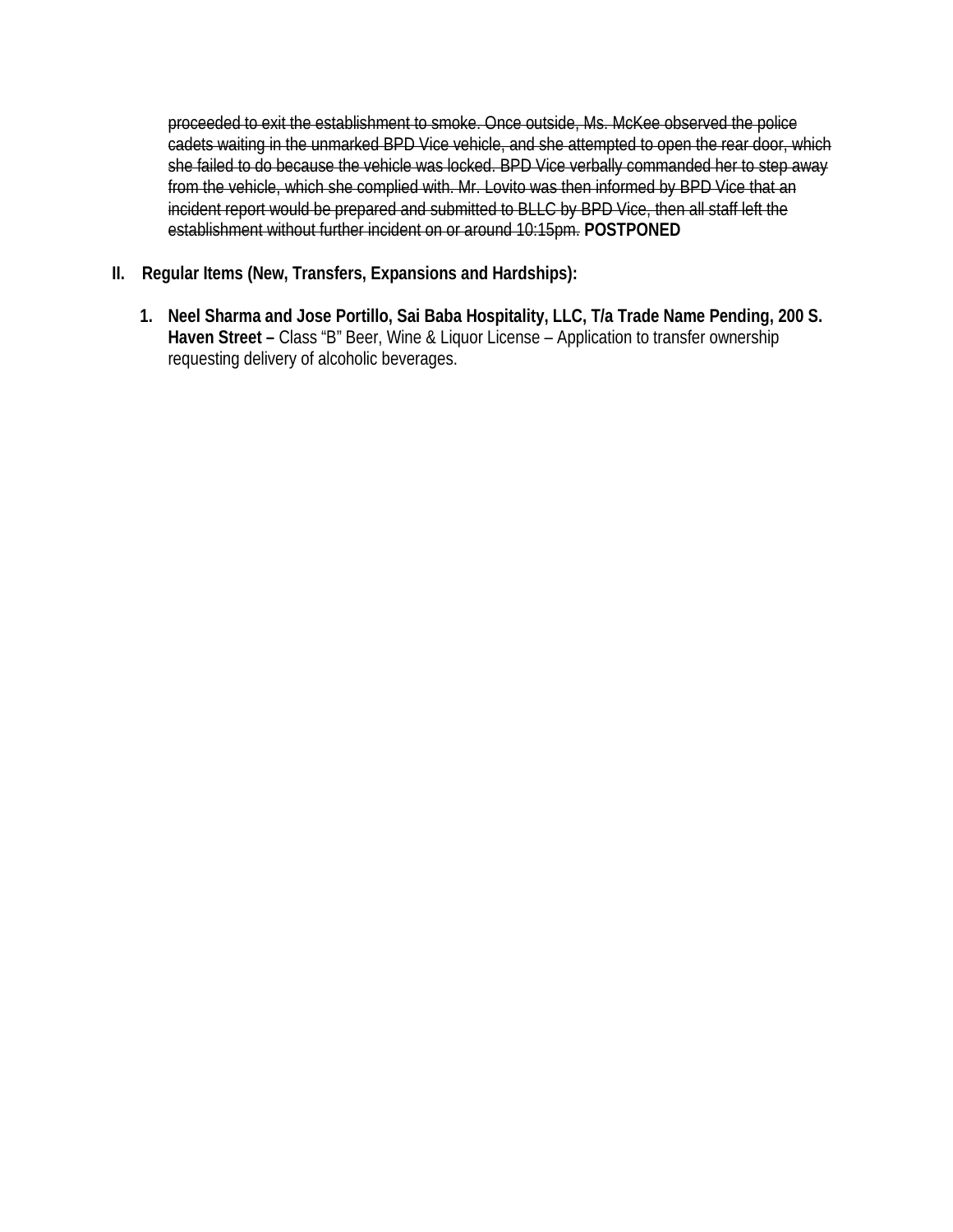~~proceeded to exit the establishment to smoke. Once outside, Ms. McKee observed the police cadets waiting in the unmarked BPD Vice vehicle, and she attempted to open the rear door, which she failed to do because the vehicle was locked. BPD Vice verbally commanded her to step away from the vehicle, which she complied with. Mr. Lovito was then informed by BPD Vice that an incident report would be prepared and submitted to BLLC by BPD Vice, then all staff left the establishment without further incident on or around 10:15pm.~~ **POSTPONED**

## II. Regular Items (New, Transfers, Expansions and Hardships):

1. **Neel Sharma and Jose Portillo, Sai Baba Hospitality, LLC, T/a Trade Name Pending, 200 S. Haven Street –** Class "B" Beer, Wine & Liquor License – Application to transfer ownership requesting delivery of alcoholic beverages.